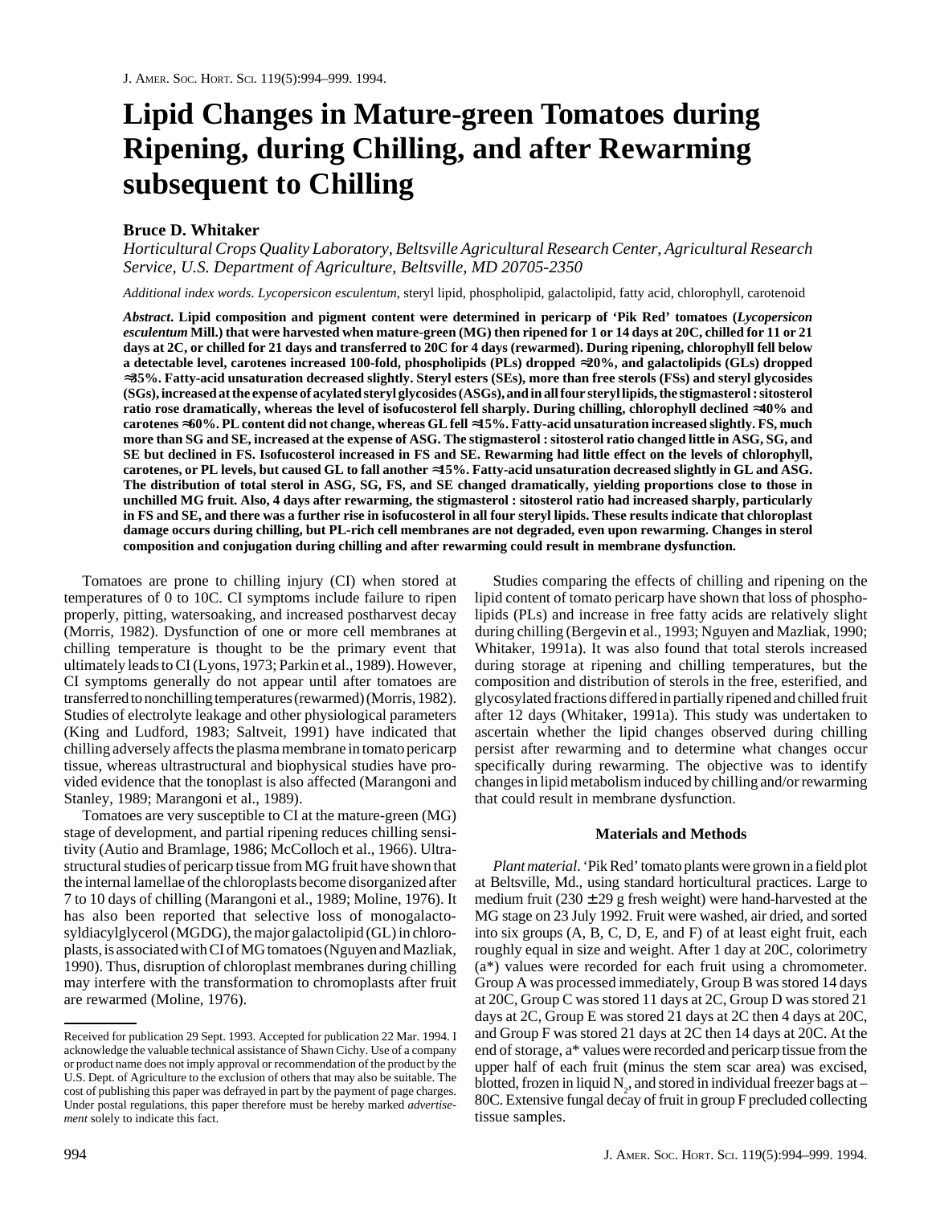# Lipid Changes in Mature-green Tomatoes during Ripening, during Chilling, and after Rewarming subsequent to Chilling

**Bruce D. Whitaker**

*Horticultural Crops Quality Laboratory, Beltsville Agricultural Research Center, Agricultural Research Service, U.S. Department of Agriculture, Beltsville, MD 20705-2350*

*Additional index words.* *Lycopersicon esculentum*, steryl lipid, phospholipid, galactolipid, fatty acid, chlorophyll, carotenoid

***Abstract.*** **Lipid composition and pigment content were determined in pericarp of 'Pik Red' tomatoes (*Lycopersicon esculentum* Mill.) that were harvested when mature-green (MG) then ripened for 1 or 14 days at 20C, chilled for 11 or 21 days at 2C, or chilled for 21 days and transferred to 20C for 4 days (rewarmed). During ripening, chlorophyll fell below a detectable level, carotenes increased 100-fold, phospholipids (PLs) dropped ≈20%, and galactolipids (GLs) dropped ≈35%. Fatty-acid unsaturation decreased slightly. Steryl esters (SEs), more than free sterols (FSs) and steryl glycosides (SGs), increased at the expense of acylated steryl glycosides (ASGs), and in all four steryl lipids, the stigmasterol : sitosterol ratio rose dramatically, whereas the level of isofucosterol fell sharply. During chilling, chlorophyll declined ≈40% and carotenes ≈60%. PL content did not change, whereas GL fell ≈15%. Fatty-acid unsaturation increased slightly. FS, much more than SG and SE, increased at the expense of ASG. The stigmasterol : sitosterol ratio changed little in ASG, SG, and SE but declined in FS. Isofucosterol increased in FS and SE. Rewarming had little effect on the levels of chlorophyll, carotenes, or PL levels, but caused GL to fall another ≈15%. Fatty-acid unsaturation decreased slightly in GL and ASG. The distribution of total sterol in ASG, SG, FS, and SE changed dramatically, yielding proportions close to those in unchilled MG fruit. Also, 4 days after rewarming, the stigmasterol : sitosterol ratio had increased sharply, particularly in FS and SE, and there was a further rise in isofucosterol in all four steryl lipids. These results indicate that chloroplast damage occurs during chilling, but PL-rich cell membranes are not degraded, even upon rewarming. Changes in sterol composition and conjugation during chilling and after rewarming could result in membrane dysfunction.**

Tomatoes are prone to chilling injury (CI) when stored at temperatures of 0 to 10C. CI symptoms include failure to ripen properly, pitting, watersoaking, and increased postharvest decay (Morris, 1982). Dysfunction of one or more cell membranes at chilling temperature is thought to be the primary event that ultimately leads to CI (Lyons, 1973; Parkin et al., 1989). However, CI symptoms generally do not appear until after tomatoes are transferred to nonchilling temperatures (rewarmed) (Morris, 1982). Studies of electrolyte leakage and other physiological parameters (King and Ludford, 1983; Saltveit, 1991) have indicated that chilling adversely affects the plasma membrane in tomato pericarp tissue, whereas ultrastructural and biophysical studies have provided evidence that the tonoplast is also affected (Marangoni and Stanley, 1989; Marangoni et al., 1989).

Tomatoes are very susceptible to CI at the mature-green (MG) stage of development, and partial ripening reduces chilling sensitivity (Autio and Bramlage, 1986; McColloch et al., 1966). Ultrastructural studies of pericarp tissue from MG fruit have shown that the internal lamellae of the chloroplasts become disorganized after 7 to 10 days of chilling (Marangoni et al., 1989; Moline, 1976). It has also been reported that selective loss of monogalactosyldiacylglycerol (MGDG), the major galactolipid (GL) in chloroplasts, is associated with CI of MG tomatoes (Nguyen and Mazliak, 1990). Thus, disruption of chloroplast membranes during chilling may interfere with the transformation to chromoplasts after fruit are rewarmed (Moline, 1976).

Studies comparing the effects of chilling and ripening on the lipid content of tomato pericarp have shown that loss of phospholipids (PLs) and increase in free fatty acids are relatively slight during chilling (Bergevin et al., 1993; Nguyen and Mazliak, 1990; Whitaker, 1991a). It was also found that total sterols increased during storage at ripening and chilling temperatures, but the composition and distribution of sterols in the free, esterified, and glycosylated fractions differed in partially ripened and chilled fruit after 12 days (Whitaker, 1991a). This study was undertaken to ascertain whether the lipid changes observed during chilling persist after rewarming and to determine what changes occur specifically during rewarming. The objective was to identify changes in lipid metabolism induced by chilling and/or rewarming that could result in membrane dysfunction.

## Materials and Methods

*Plant material.* 'Pik Red' tomato plants were grown in a field plot at Beltsville, Md., using standard horticultural practices. Large to medium fruit (230 ± 29 g fresh weight) were hand-harvested at the MG stage on 23 July 1992. Fruit were washed, air dried, and sorted into six groups (A, B, C, D, E, and F) of at least eight fruit, each roughly equal in size and weight. After 1 day at 20C, colorimetry (a*) values were recorded for each fruit using a chromometer. Group A was processed immediately, Group B was stored 14 days at 20C, Group C was stored 11 days at 2C, Group D was stored 21 days at 2C, Group E was stored 21 days at 2C then 4 days at 20C, and Group F was stored 21 days at 2C then 14 days at 20C. At the end of storage, a* values were recorded and pericarp tissue from the upper half of each fruit (minus the stem scar area) was excised, blotted, frozen in liquid $N_2$, and stored in individual freezer bags at –80C. Extensive fungal decay of fruit in group F precluded collecting tissue samples.

Received for publication 29 Sept. 1993. Accepted for publication 22 Mar. 1994. I acknowledge the valuable technical assistance of Shawn Cichy. Use of a company or product name does not imply approval or recommendation of the product by the U.S. Dept. of Agriculture to the exclusion of others that may also be suitable. The cost of publishing this paper was defrayed in part by the payment of page charges. Under postal regulations, this paper therefore must be hereby marked *advertisement* solely to indicate this fact.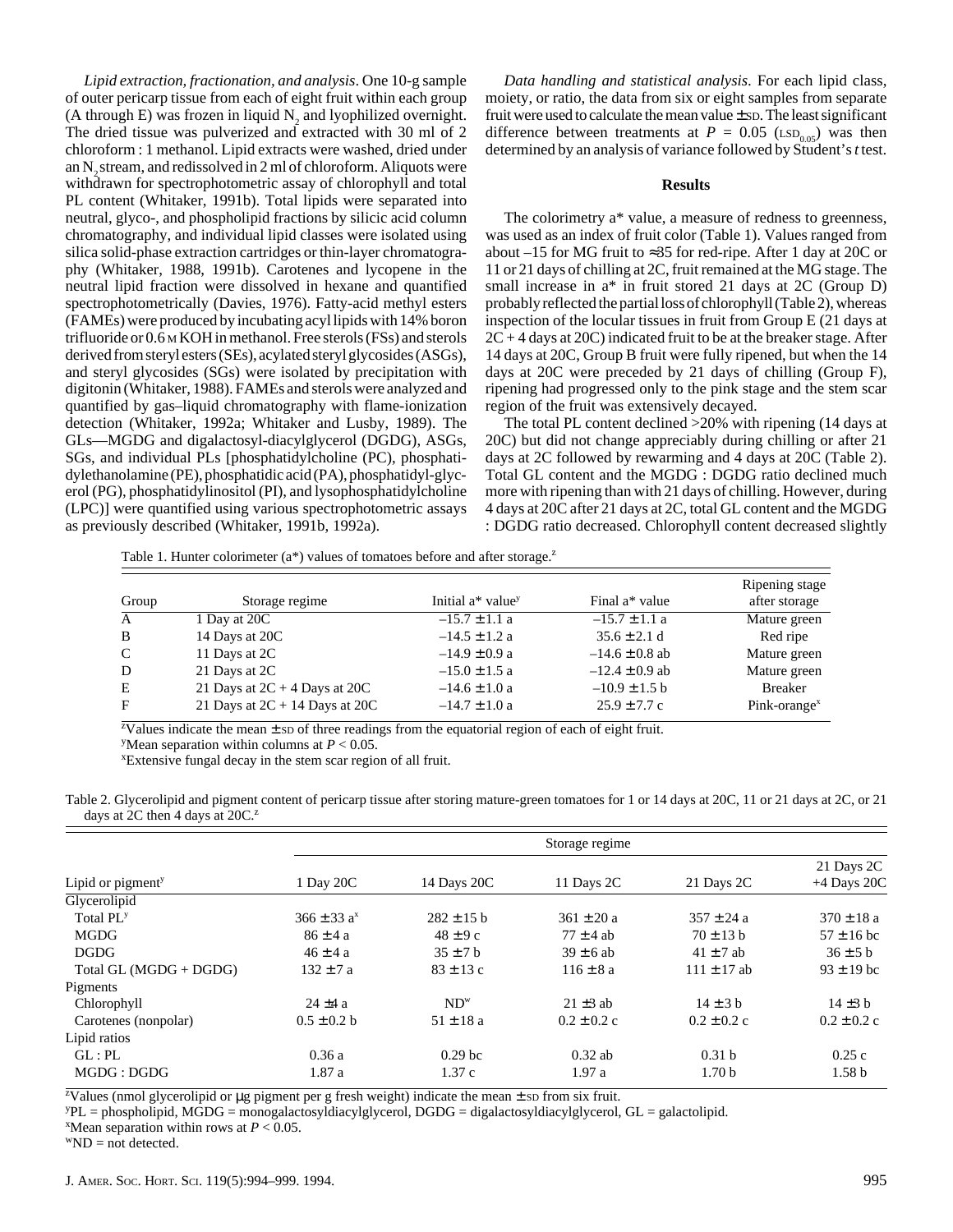*Lipid extraction, fractionation, and analysis*. One 10-g sample of outer pericarp tissue from each of eight fruit within each group (A through E) was frozen in liquid $N_2$ and lyophilized overnight. The dried tissue was pulverized and extracted with 30 ml of 2 chloroform : 1 methanol. Lipid extracts were washed, dried under an $N_2$ stream, and redissolved in 2 ml of chloroform. Aliquots were withdrawn for spectrophotometric assay of chlorophyll and total PL content (Whitaker, 1991b). Total lipids were separated into neutral, glyco-, and phospholipid fractions by silicic acid column chromatography, and individual lipid classes were isolated using silica solid-phase extraction cartridges or thin-layer chromatography (Whitaker, 1988, 1991b). Carotenes and lycopene in the neutral lipid fraction were dissolved in hexane and quantified spectrophotometrically (Davies, 1976). Fatty-acid methyl esters (FAMEs) were produced by incubating acyl lipids with 14% boron trifluoride or 0.6 M KOH in methanol. Free sterols (FSs) and sterols derived from steryl esters (SEs), acylated steryl glycosides (ASGs), and steryl glycosides (SGs) were isolated by precipitation with digitonin (Whitaker, 1988). FAMEs and sterols were analyzed and quantified by gas–liquid chromatography with flame-ionization detection (Whitaker, 1992a; Whitaker and Lusby, 1989). The GLs—MGDG and digalactosyl-diacylglycerol (DGDG), ASGs, SGs, and individual PLs [phosphatidylcholine (PC), phosphatidylethanolamine (PE), phosphatidic acid (PA), phosphatidyl-glycerol (PG), phosphatidylinositol (PI), and lysophosphatidylcholine (LPC)] were quantified using various spectrophotometric assays as previously described (Whitaker, 1991b, 1992a).

*Data handling and statistical analysis*. For each lipid class, moiety, or ratio, the data from six or eight samples from separate fruit were used to calculate the mean value ± SD. The least significant difference between treatments at $P = 0.05$ ($LSD_{0.05}$) was then determined by an analysis of variance followed by Student's *t* test.

## Results

The colorimetry a* value, a measure of redness to greenness, was used as an index of fruit color (Table 1). Values ranged from about –15 for MG fruit to ≈35 for red-ripe. After 1 day at 20C or 11 or 21 days of chilling at 2C, fruit remained at the MG stage. The small increase in a* in fruit stored 21 days at 2C (Group D) probably reflected the partial loss of chlorophyll (Table 2), whereas inspection of the locular tissues in fruit from Group E (21 days at 2C + 4 days at 20C) indicated fruit to be at the breaker stage. After 14 days at 20C, Group B fruit were fully ripened, but when the 14 days at 20C were preceded by 21 days of chilling (Group F), ripening had progressed only to the pink stage and the stem scar region of the fruit was extensively decayed.

The total PL content declined >20% with ripening (14 days at 20C) but did not change appreciably during chilling or after 21 days at 2C followed by rewarming and 4 days at 20C (Table 2). Total GL content and the MGDG : DGDG ratio declined much more with ripening than with 21 days of chilling. However, during 4 days at 20C after 21 days at 2C, total GL content and the MGDG : DGDG ratio decreased. Chlorophyll content decreased slightly

Table 1. Hunter colorimeter (a*) values of tomatoes before and after storage.[z]

| Group | Storage regime | Initial a* value[y] | Final a* value | Ripening stage after storage |
|---|---|---|---|---|
| A | 1 Day at 20C | –15.7 ± 1.1 a | –15.7 ± 1.1 a | Mature green |
| B | 14 Days at 20C | –14.5 ± 1.2 a | 35.6 ± 2.1 d | Red ripe |
| C | 11 Days at 2C | –14.9 ± 0.9 a | –14.6 ± 0.8 ab | Mature green |
| D | 21 Days at 2C | –15.0 ± 1.5 a | –12.4 ± 0.9 ab | Mature green |
| E | 21 Days at 2C + 4 Days at 20C | –14.6 ± 1.0 a | –10.9 ± 1.5 b | Breaker |
| F | 21 Days at 2C + 14 Days at 20C | –14.7 ± 1.0 a | 25.9 ± 7.7 c | Pink-orange[x] |

[z]Values indicate the mean ± SD of three readings from the equatorial region of each of eight fruit.
[y]Mean separation within columns at $P < 0.05$.
[x]Extensive fungal decay in the stem scar region of all fruit.

Table 2. Glycerolipid and pigment content of pericarp tissue after storing mature-green tomatoes for 1 or 14 days at 20C, 11 or 21 days at 2C, or 21 days at 2C then 4 days at 20C.[z]

| | Storage regime | | | | |
|---|---|---|---|---|---|
| Lipid or pigment[y] | 1 Day 20C | 14 Days 20C | 11 Days 2C | 21 Days 2C | 21 Days 2C +4 Days 20C |
| Glycerolipid | | | | | |
| Total PL[y] | 366 ± 33 a[x] | 282 ± 15 b | 361 ± 20 a | 357 ± 24 a | 370 ± 18 a |
| MGDG | 86 ± 4 a | 48 ± 9 c | 77 ± 4 ab | 70 ± 13 b | 57 ± 16 bc |
| DGDG | 46 ± 4 a | 35 ± 7 b | 39 ± 6 ab | 41 ± 7 ab | 36 ± 5 b |
| Total GL (MGDG + DGDG) | 132 ± 7 a | 83 ± 13 c | 116 ± 8 a | 111 ± 17 ab | 93 ± 19 bc |
| Pigments | | | | | |
| Chlorophyll | 24 ±4 a | ND[w] | 21 ±3 ab | 14 ± 3 b | 14 ±3 b |
| Carotenes (nonpolar) | 0.5 ± 0.2 b | 51 ± 18 a | 0.2 ± 0.2 c | 0.2 ± 0.2 c | 0.2 ± 0.2 c |
| Lipid ratios | | | | | |
| GL : PL | 0.36 a | 0.29 bc | 0.32 ab | 0.31 b | 0.25 c |
| MGDG : DGDG | 1.87 a | 1.37 c | 1.97 a | 1.70 b | 1.58 b |

[z]Values (nmol glycerolipid or µg pigment per g fresh weight) indicate the mean ± SD from six fruit.
[y]PL = phospholipid, MGDG = monogalactosyldiacylglycerol, DGDG = digalactosyldiacylglycerol, GL = galactolipid.
[x]Mean separation within rows at $P < 0.05$.
[w]ND = not detected.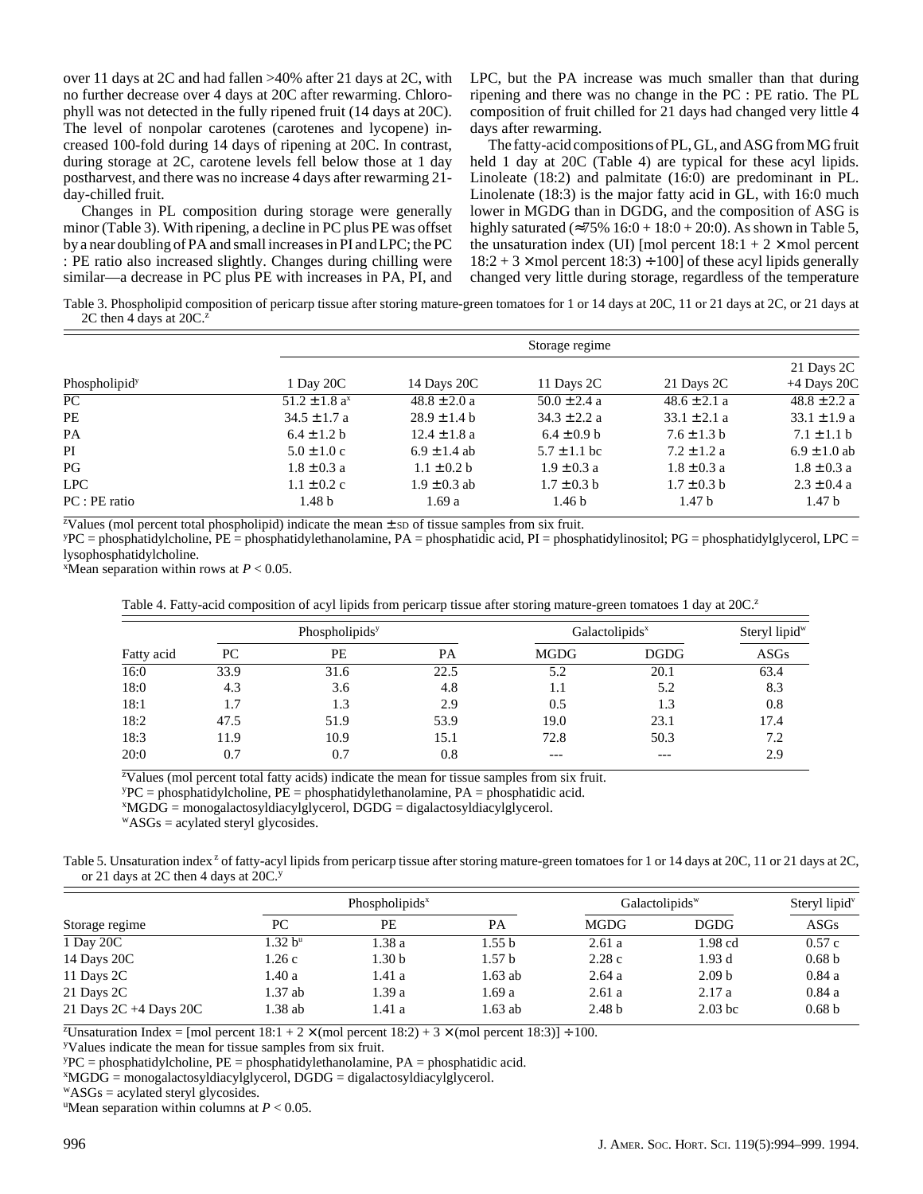over 11 days at 2C and had fallen >40% after 21 days at 2C, with no further decrease over 4 days at 20C after rewarming. Chlorophyll was not detected in the fully ripened fruit (14 days at 20C). The level of nonpolar carotenes (carotenes and lycopene) increased 100-fold during 14 days of ripening at 20C. In contrast, during storage at 2C, carotene levels fell below those at 1 day postharvest, and there was no increase 4 days after rewarming 21-day-chilled fruit.

Changes in PL composition during storage were generally minor (Table 3). With ripening, a decline in PC plus PE was offset by a near doubling of PA and small increases in PI and LPC; the PC : PE ratio also increased slightly. Changes during chilling were similar—a decrease in PC plus PE with increases in PA, PI, and LPC, but the PA increase was much smaller than that during ripening and there was no change in the PC : PE ratio. The PL composition of fruit chilled for 21 days had changed very little 4 days after rewarming.

The fatty-acid compositions of PL, GL, and ASG from MG fruit held 1 day at 20C (Table 4) are typical for these acyl lipids. Linoleate (18:2) and palmitate (16:0) are predominant in PL. Linolenate (18:3) is the major fatty acid in GL, with 16:0 much lower in MGDG than in DGDG, and the composition of ASG is highly saturated (≈75% 16:0 + 18:0 + 20:0). As shown in Table 5, the unsaturation index (UI) [mol percent 18:1 + 2 × mol percent 18:2 + 3 × mol percent 18:3) ÷ 100] of these acyl lipids generally changed very little during storage, regardless of the temperature

Table 3. Phospholipid composition of pericarp tissue after storing mature-green tomatoes for 1 or 14 days at 20C, 11 or 21 days at 2C, or 21 days at 2C then 4 days at 20C.[z]

| | Storage regime | | | | |
|---|---|---|---|---|---|
| Phospholipid[y] | 1 Day 20C | 14 Days 20C | 11 Days 2C | 21 Days 2C | 21 Days 2C +4 Days 20C |
| PC | 51.2 ± 1.8 a[x] | 48.8 ± 2.0 a | 50.0 ± 2.4 a | 48.6 ± 2.1 a | 48.8 ± 2.2 a |
| PE | 34.5 ± 1.7 a | 28.9 ± 1.4 b | 34.3 ± 2.2 a | 33.1 ± 2.1 a | 33.1 ± 1.9 a |
| PA | 6.4 ± 1.2 b | 12.4 ± 1.8 a | 6.4 ± 0.9 b | 7.6 ± 1.3 b | 7.1 ± 1.1 b |
| PI | 5.0 ± 1.0 c | 6.9 ± 1.4 ab | 5.7 ± 1.1 bc | 7.2 ± 1.2 a | 6.9 ± 1.0 ab |
| PG | 1.8 ± 0.3 a | 1.1 ± 0.2 b | 1.9 ± 0.3 a | 1.8 ± 0.3 a | 1.8 ± 0.3 a |
| LPC | 1.1 ± 0.2 c | 1.9 ± 0.3 ab | 1.7 ± 0.3 b | 1.7 ± 0.3 b | 2.3 ± 0.4 a |
| PC : PE ratio | 1.48 b | 1.69 a | 1.46 b | 1.47 b | 1.47 b |

[z]Values (mol percent total phospholipid) indicate the mean ± SD of tissue samples from six fruit.
[y]PC = phosphatidylcholine, PE = phosphatidylethanolamine, PA = phosphatidic acid, PI = phosphatidylinositol; PG = phosphatidylglycerol, LPC = lysophosphatidylcholine.
[x]Mean separation within rows at $P < 0.05$.

Table 4. Fatty-acid composition of acyl lipids from pericarp tissue after storing mature-green tomatoes 1 day at 20C.[z]

| | Phospholipids[y] | | | Galactolipids[x] | | Steryl lipid[w] |
|---|---|---|---|---|---|---|
| Fatty acid | PC | PE | PA | MGDG | DGDG | ASGs |
| 16:0 | 33.9 | 31.6 | 22.5 | 5.2 | 20.1 | 63.4 |
| 18:0 | 4.3 | 3.6 | 4.8 | 1.1 | 5.2 | 8.3 |
| 18:1 | 1.7 | 1.3 | 2.9 | 0.5 | 1.3 | 0.8 |
| 18:2 | 47.5 | 51.9 | 53.9 | 19.0 | 23.1 | 17.4 |
| 18:3 | 11.9 | 10.9 | 15.1 | 72.8 | 50.3 | 7.2 |
| 20:0 | 0.7 | 0.7 | 0.8 | --- | --- | 2.9 |

[z]Values (mol percent total fatty acids) indicate the mean for tissue samples from six fruit.
[y]PC = phosphatidylcholine, PE = phosphatidylethanolamine, PA = phosphatidic acid.
[x]MGDG = monogalactosyldiacylglycerol, DGDG = digalactosyldiacylglycerol.
[w]ASGs = acylated steryl glycosides.

Table 5. Unsaturation index[z] of fatty-acyl lipids from pericarp tissue after storing mature-green tomatoes for 1 or 14 days at 20C, 11 or 21 days at 2C, or 21 days at 2C then 4 days at 20C.[y]

| | Phospholipids[x] | | | Galactolipids[w] | | Steryl lipid[v] |
|---|---|---|---|---|---|---|
| Storage regime | PC | PE | PA | MGDG | DGDG | ASGs |
| 1 Day 20C | 1.32 b[u] | 1.38 a | 1.55 b | 2.61 a | 1.98 cd | 0.57 c |
| 14 Days 20C | 1.26 c | 1.30 b | 1.57 b | 2.28 c | 1.93 d | 0.68 b |
| 11 Days 2C | 1.40 a | 1.41 a | 1.63 ab | 2.64 a | 2.09 b | 0.84 a |
| 21 Days 2C | 1.37 ab | 1.39 a | 1.69 a | 2.61 a | 2.17 a | 0.84 a |
| 21 Days 2C +4 Days 20C | 1.38 ab | 1.41 a | 1.63 ab | 2.48 b | 2.03 bc | 0.68 b |

[z]Unsaturation Index = [mol percent 18:1 + 2 × (mol percent 18:2) + 3 × (mol percent 18:3)] ÷ 100.
[y]Values indicate the mean for tissue samples from six fruit.
[y]PC = phosphatidylcholine, PE = phosphatidylethanolamine, PA = phosphatidic acid.
[x]MGDG = monogalactosyldiacylglycerol, DGDG = digalactosyldiacylglycerol.
[w]ASGs = acylated steryl glycosides.
[u]Mean separation within columns at $P < 0.05$.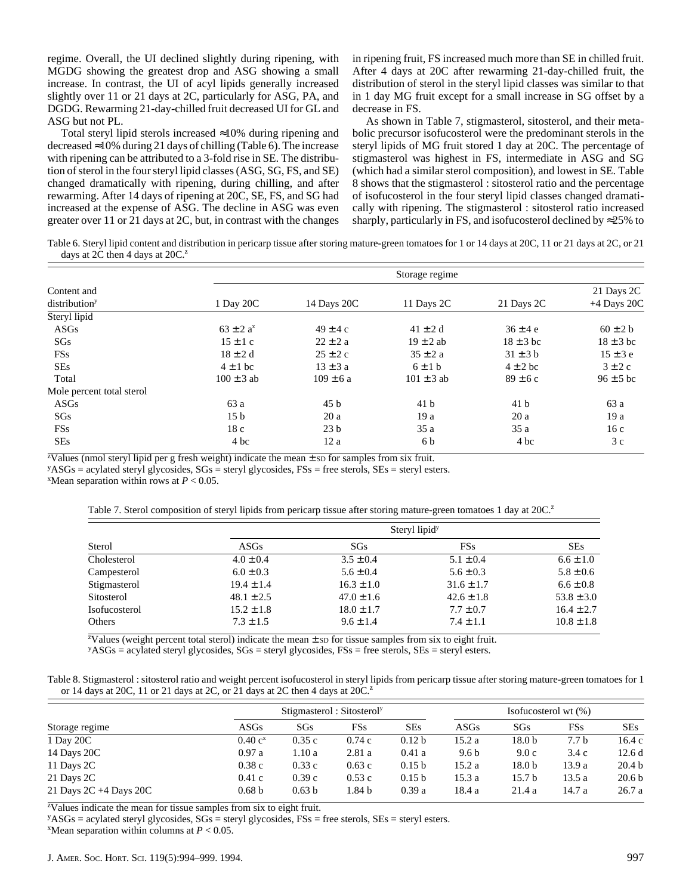regime. Overall, the UI declined slightly during ripening, with MGDG showing the greatest drop and ASG showing a small increase. In contrast, the UI of acyl lipids generally increased slightly over 11 or 21 days at 2C, particularly for ASG, PA, and DGDG. Rewarming 21-day-chilled fruit decreased UI for GL and ASG but not PL.

Total steryl lipid sterols increased ≈10% during ripening and decreased ≈10% during 21 days of chilling (Table 6). The increase with ripening can be attributed to a 3-fold rise in SE. The distribution of sterol in the four steryl lipid classes (ASG, SG, FS, and SE) changed dramatically with ripening, during chilling, and after rewarming. After 14 days of ripening at 20C, SE, FS, and SG had increased at the expense of ASG. The decline in ASG was even greater over 11 or 21 days at 2C, but, in contrast with the changes in ripening fruit, FS increased much more than SE in chilled fruit. After 4 days at 20C after rewarming 21-day-chilled fruit, the distribution of sterol in the steryl lipid classes was similar to that in 1 day MG fruit except for a small increase in SG offset by a decrease in FS.

As shown in Table 7, stigmasterol, sitosterol, and their metabolic precursor isofucosterol were the predominant sterols in the steryl lipids of MG fruit stored 1 day at 20C. The percentage of stigmasterol was highest in FS, intermediate in ASG and SG (which had a similar sterol composition), and lowest in SE. Table 8 shows that the stigmasterol : sitosterol ratio and the percentage of isofucosterol in the four steryl lipid classes changed dramatically with ripening. The stigmasterol : sitosterol ratio increased sharply, particularly in FS, and isofucosterol declined by ≈25% to

Table 6. Steryl lipid content and distribution in pericarp tissue after storing mature-green tomatoes for 1 or 14 days at 20C, 11 or 21 days at 2C, or 21 days at 2C then 4 days at 20C.[z]

| Content and distribution[y] | Storage regime | | | | |
|---|---|---|---|---|---|
| | 1 Day 20C | 14 Days 20C | 11 Days 2C | 21 Days 2C | 21 Days 2C +4 Days 20C |
| Steryl lipid | | | | | |
| ASGs | 63 ± 2 a[x] | 49 ± 4 c | 41 ± 2 d | 36 ± 4 e | 60 ± 2 b |
| SGs | 15 ± 1 c | 22 ± 2 a | 19 ± 2 ab | 18 ± 3 bc | 18 ± 3 bc |
| FSs | 18 ± 2 d | 25 ± 2 c | 35 ± 2 a | 31 ± 3 b | 15 ± 3 e |
| SEs | 4 ± 1 bc | 13 ± 3 a | 6 ± 1 b | 4 ± 2 bc | 3 ± 2 c |
| Total | 100 ± 3 ab | 109 ± 6 a | 101 ± 3 ab | 89 ± 6 c | 96 ± 5 bc |
| Mole percent total sterol | | | | | |
| ASGs | 63 a | 45 b | 41 b | 41 b | 63 a |
| SGs | 15 b | 20 a | 19 a | 20 a | 19 a |
| FSs | 18 c | 23 b | 35 a | 35 a | 16 c |
| SEs | 4 bc | 12 a | 6 b | 4 bc | 3 c |

[z]Values (nmol steryl lipid per g fresh weight) indicate the mean ± SD for samples from six fruit.
[y]ASGs = acylated steryl glycosides, SGs = steryl glycosides, FSs = free sterols, SEs = steryl esters.
[x]Mean separation within rows at $P < 0.05$.

Table 7. Sterol composition of steryl lipids from pericarp tissue after storing mature-green tomatoes 1 day at 20C.[z]

| Sterol | Steryl lipid[y] | | | |
|---|---|---|---|---|
| | ASGs | SGs | FSs | SEs |
| Cholesterol | 4.0 ± 0.4 | 3.5 ± 0.4 | 5.1 ± 0.4 | 6.6 ± 1.0 |
| Campesterol | 6.0 ± 0.3 | 5.6 ± 0.4 | 5.6 ± 0.3 | 5.8 ± 0.6 |
| Stigmasterol | 19.4 ± 1.4 | 16.3 ± 1.0 | 31.6 ± 1.7 | 6.6 ± 0.8 |
| Sitosterol | 48.1 ± 2.5 | 47.0 ± 1.6 | 42.6 ± 1.8 | 53.8 ± 3.0 |
| Isofucosterol | 15.2 ± 1.8 | 18.0 ± 1.7 | 7.7 ± 0.7 | 16.4 ± 2.7 |
| Others | 7.3 ± 1.5 | 9.6 ± 1.4 | 7.4 ± 1.1 | 10.8 ± 1.8 |

[z]Values (weight percent total sterol) indicate the mean ± SD for tissue samples from six to eight fruit.
[y]ASGs = acylated steryl glycosides, SGs = steryl glycosides, FSs = free sterols, SEs = steryl esters.

Table 8. Stigmasterol : sitosterol ratio and weight percent isofucosterol in steryl lipids from pericarp tissue after storing mature-green tomatoes for 1 or 14 days at 20C, 11 or 21 days at 2C, or 21 days at 2C then 4 days at 20C.[z]

| Storage regime | Stigmasterol : Sitosterol[y] | | | | Isofucosterol wt (%) | | | |
|---|---|---|---|---|---|---|---|---|
| | ASGs | SGs | FSs | SEs | ASGs | SGs | FSs | SEs |
| 1 Day 20C | 0.40 c[x] | 0.35 c | 0.74 c | 0.12 b | 15.2 a | 18.0 b | 7.7 b | 16.4 c |
| 14 Days 20C | 0.97 a | 1.10 a | 2.81 a | 0.41 a | 9.6 b | 9.0 c | 3.4 c | 12.6 d |
| 11 Days 2C | 0.38 c | 0.33 c | 0.63 c | 0.15 b | 15.2 a | 18.0 b | 13.9 a | 20.4 b |
| 21 Days 2C | 0.41 c | 0.39 c | 0.53 c | 0.15 b | 15.3 a | 15.7 b | 13.5 a | 20.6 b |
| 21 Days 2C +4 Days 20C | 0.68 b | 0.63 b | 1.84 b | 0.39 a | 18.4 a | 21.4 a | 14.7 a | 26.7 a |

[z]Values indicate the mean for tissue samples from six to eight fruit.
[y]ASGs = acylated steryl glycosides, SGs = steryl glycosides, FSs = free sterols, SEs = steryl esters.
[x]Mean separation within columns at $P < 0.05$.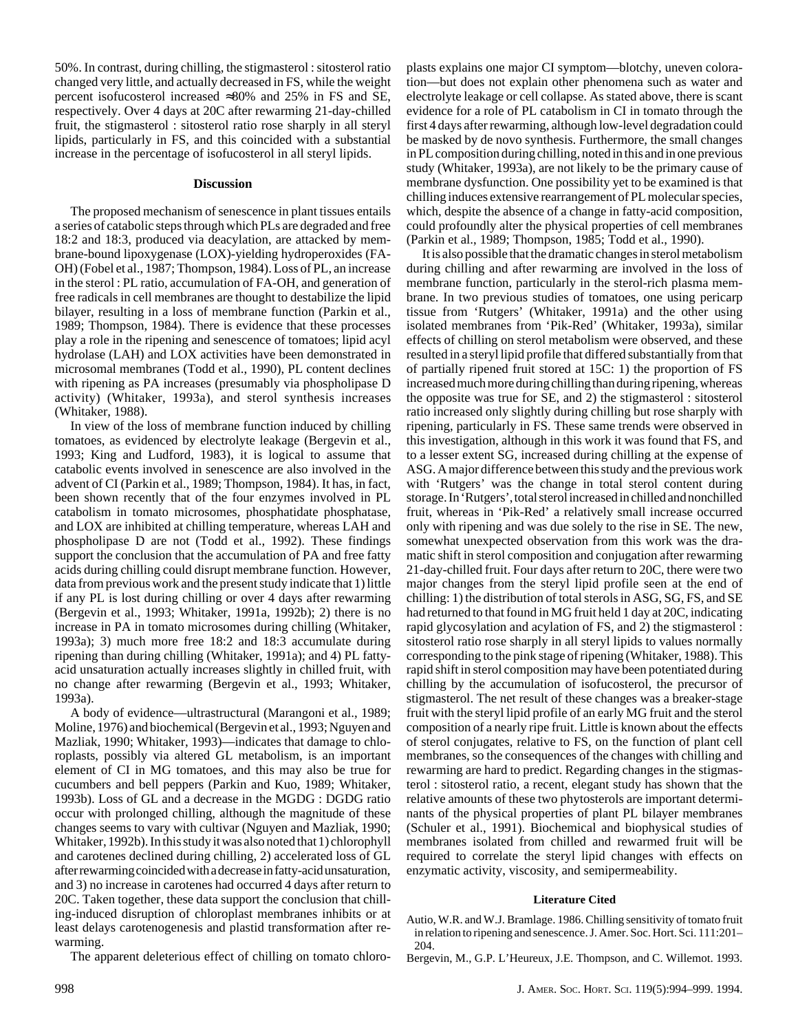50%. In contrast, during chilling, the stigmasterol : sitosterol ratio changed very little, and actually decreased in FS, while the weight percent isofucosterol increased ≈80% and 25% in FS and SE, respectively. Over 4 days at 20C after rewarming 21-day-chilled fruit, the stigmasterol : sitosterol ratio rose sharply in all steryl lipids, particularly in FS, and this coincided with a substantial increase in the percentage of isofucosterol in all steryl lipids.

## Discussion

The proposed mechanism of senescence in plant tissues entails a series of catabolic steps through which PLs are degraded and free 18:2 and 18:3, produced via deacylation, are attacked by membrane-bound lipoxygenase (LOX)-yielding hydroperoxides (FA-OH) (Fobel et al., 1987; Thompson, 1984). Loss of PL, an increase in the sterol : PL ratio, accumulation of FA-OH, and generation of free radicals in cell membranes are thought to destabilize the lipid bilayer, resulting in a loss of membrane function (Parkin et al., 1989; Thompson, 1984). There is evidence that these processes play a role in the ripening and senescence of tomatoes; lipid acyl hydrolase (LAH) and LOX activities have been demonstrated in microsomal membranes (Todd et al., 1990), PL content declines with ripening as PA increases (presumably via phospholipase D activity) (Whitaker, 1993a), and sterol synthesis increases (Whitaker, 1988).

In view of the loss of membrane function induced by chilling tomatoes, as evidenced by electrolyte leakage (Bergevin et al., 1993; King and Ludford, 1983), it is logical to assume that catabolic events involved in senescence are also involved in the advent of CI (Parkin et al., 1989; Thompson, 1984). It has, in fact, been shown recently that of the four enzymes involved in PL catabolism in tomato microsomes, phosphatidate phosphatase, and LOX are inhibited at chilling temperature, whereas LAH and phospholipase D are not (Todd et al., 1992). These findings support the conclusion that the accumulation of PA and free fatty acids during chilling could disrupt membrane function. However, data from previous work and the present study indicate that 1) little if any PL is lost during chilling or over 4 days after rewarming (Bergevin et al., 1993; Whitaker, 1991a, 1992b); 2) there is no increase in PA in tomato microsomes during chilling (Whitaker, 1993a); 3) much more free 18:2 and 18:3 accumulate during ripening than during chilling (Whitaker, 1991a); and 4) PL fatty-acid unsaturation actually increases slightly in chilled fruit, with no change after rewarming (Bergevin et al., 1993; Whitaker, 1993a).

A body of evidence—ultrastructural (Marangoni et al., 1989; Moline, 1976) and biochemical (Bergevin et al., 1993; Nguyen and Mazliak, 1990; Whitaker, 1993)—indicates that damage to chloroplasts, possibly via altered GL metabolism, is an important element of CI in MG tomatoes, and this may also be true for cucumbers and bell peppers (Parkin and Kuo, 1989; Whitaker, 1993b). Loss of GL and a decrease in the MGDG : DGDG ratio occur with prolonged chilling, although the magnitude of these changes seems to vary with cultivar (Nguyen and Mazliak, 1990; Whitaker, 1992b). In this study it was also noted that 1) chlorophyll and carotenes declined during chilling, 2) accelerated loss of GL after rewarming coincided with a decrease in fatty-acid unsaturation, and 3) no increase in carotenes had occurred 4 days after return to 20C. Taken together, these data support the conclusion that chilling-induced disruption of chloroplast membranes inhibits or at least delays carotenogenesis and plastid transformation after rewarming.

The apparent deleterious effect of chilling on tomato chloroplasts explains one major CI symptom—blotchy, uneven coloration—but does not explain other phenomena such as water and electrolyte leakage or cell collapse. As stated above, there is scant evidence for a role of PL catabolism in CI in tomato through the first 4 days after rewarming, although low-level degradation could be masked by de novo synthesis. Furthermore, the small changes in PL composition during chilling, noted in this and in one previous study (Whitaker, 1993a), are not likely to be the primary cause of membrane dysfunction. One possibility yet to be examined is that chilling induces extensive rearrangement of PL molecular species, which, despite the absence of a change in fatty-acid composition, could profoundly alter the physical properties of cell membranes (Parkin et al., 1989; Thompson, 1985; Todd et al., 1990).

It is also possible that the dramatic changes in sterol metabolism during chilling and after rewarming are involved in the loss of membrane function, particularly in the sterol-rich plasma membrane. In two previous studies of tomatoes, one using pericarp tissue from 'Rutgers' (Whitaker, 1991a) and the other using isolated membranes from 'Pik-Red' (Whitaker, 1993a), similar effects of chilling on sterol metabolism were observed, and these resulted in a steryl lipid profile that differed substantially from that of partially ripened fruit stored at 15C: 1) the proportion of FS increased much more during chilling than during ripening, whereas the opposite was true for SE, and 2) the stigmasterol : sitosterol ratio increased only slightly during chilling but rose sharply with ripening, particularly in FS. These same trends were observed in this investigation, although in this work it was found that FS, and to a lesser extent SG, increased during chilling at the expense of ASG. A major difference between this study and the previous work with 'Rutgers' was the change in total sterol content during storage. In 'Rutgers', total sterol increased in chilled and nonchilled fruit, whereas in 'Pik-Red' a relatively small increase occurred only with ripening and was due solely to the rise in SE. The new, somewhat unexpected observation from this work was the dramatic shift in sterol composition and conjugation after rewarming 21-day-chilled fruit. Four days after return to 20C, there were two major changes from the steryl lipid profile seen at the end of chilling: 1) the distribution of total sterols in ASG, SG, FS, and SE had returned to that found in MG fruit held 1 day at 20C, indicating rapid glycosylation and acylation of FS, and 2) the stigmasterol : sitosterol ratio rose sharply in all steryl lipids to values normally corresponding to the pink stage of ripening (Whitaker, 1988). This rapid shift in sterol composition may have been potentiated during chilling by the accumulation of isofucosterol, the precursor of stigmasterol. The net result of these changes was a breaker-stage fruit with the steryl lipid profile of an early MG fruit and the sterol composition of a nearly ripe fruit. Little is known about the effects of sterol conjugates, relative to FS, on the function of plant cell membranes, so the consequences of the changes with chilling and rewarming are hard to predict. Regarding changes in the stigmasterol : sitosterol ratio, a recent, elegant study has shown that the relative amounts of these two phytosterols are important determinants of the physical properties of plant PL bilayer membranes (Schuler et al., 1991). Biochemical and biophysical studies of membranes isolated from chilled and rewarmed fruit will be required to correlate the steryl lipid changes with effects on enzymatic activity, viscosity, and semipermeability.

## Literature Cited

Autio, W.R. and W.J. Bramlage. 1986. Chilling sensitivity of tomato fruit in relation to ripening and senescence. J. Amer. Soc. Hort. Sci. 111:201–204.

Bergevin, M., G.P. L'Heureux, J.E. Thompson, and C. Willemot. 1993.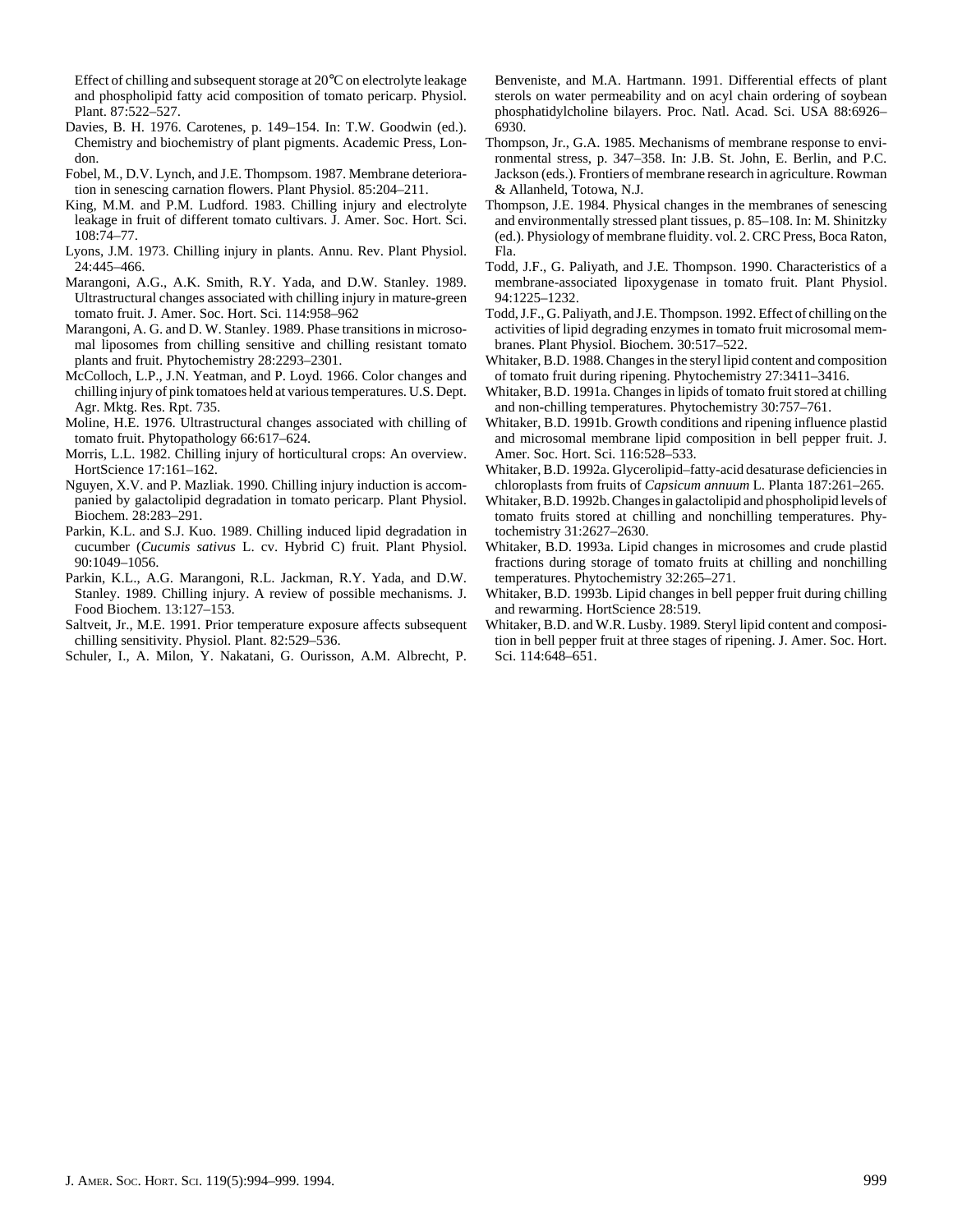Effect of chilling and subsequent storage at 20°C on electrolyte leakage and phospholipid fatty acid composition of tomato pericarp. Physiol. Plant. 87:522–527.

Davies, B. H. 1976. Carotenes, p. 149–154. In: T.W. Goodwin (ed.). Chemistry and biochemistry of plant pigments. Academic Press, London.

Fobel, M., D.V. Lynch, and J.E. Thompsom. 1987. Membrane deterioration in senescing carnation flowers. Plant Physiol. 85:204–211.

King, M.M. and P.M. Ludford. 1983. Chilling injury and electrolyte leakage in fruit of different tomato cultivars. J. Amer. Soc. Hort. Sci. 108:74–77.

Lyons, J.M. 1973. Chilling injury in plants. Annu. Rev. Plant Physiol. 24:445–466.

Marangoni, A.G., A.K. Smith, R.Y. Yada, and D.W. Stanley. 1989. Ultrastructural changes associated with chilling injury in mature-green tomato fruit. J. Amer. Soc. Hort. Sci. 114:958–962

Marangoni, A. G. and D. W. Stanley. 1989. Phase transitions in microsomal liposomes from chilling sensitive and chilling resistant tomato plants and fruit. Phytochemistry 28:2293–2301.

McColloch, L.P., J.N. Yeatman, and P. Loyd. 1966. Color changes and chilling injury of pink tomatoes held at various temperatures. U.S. Dept. Agr. Mktg. Res. Rpt. 735.

Moline, H.E. 1976. Ultrastructural changes associated with chilling of tomato fruit. Phytopathology 66:617–624.

Morris, L.L. 1982. Chilling injury of horticultural crops: An overview. HortScience 17:161–162.

Nguyen, X.V. and P. Mazliak. 1990. Chilling injury induction is accompanied by galactolipid degradation in tomato pericarp. Plant Physiol. Biochem. 28:283–291.

Parkin, K.L. and S.J. Kuo. 1989. Chilling induced lipid degradation in cucumber (*Cucumis sativus* L. cv. Hybrid C) fruit. Plant Physiol. 90:1049–1056.

Parkin, K.L., A.G. Marangoni, R.L. Jackman, R.Y. Yada, and D.W. Stanley. 1989. Chilling injury. A review of possible mechanisms. J. Food Biochem. 13:127–153.

Saltveit, Jr., M.E. 1991. Prior temperature exposure affects subsequent chilling sensitivity. Physiol. Plant. 82:529–536.

Schuler, I., A. Milon, Y. Nakatani, G. Ourisson, A.M. Albrecht, P. Benveniste, and M.A. Hartmann. 1991. Differential effects of plant sterols on water permeability and on acyl chain ordering of soybean phosphatidylcholine bilayers. Proc. Natl. Acad. Sci. USA 88:6926–6930.

Thompson, Jr., G.A. 1985. Mechanisms of membrane response to environmental stress, p. 347–358. In: J.B. St. John, E. Berlin, and P.C. Jackson (eds.). Frontiers of membrane research in agriculture. Rowman & Allanheld, Totowa, N.J.

Thompson, J.E. 1984. Physical changes in the membranes of senescing and environmentally stressed plant tissues, p. 85–108. In: M. Shinitzky (ed.). Physiology of membrane fluidity. vol. 2. CRC Press, Boca Raton, Fla.

Todd, J.F., G. Paliyath, and J.E. Thompson. 1990. Characteristics of a membrane-associated lipoxygenase in tomato fruit. Plant Physiol. 94:1225–1232.

Todd, J.F., G. Paliyath, and J.E. Thompson. 1992. Effect of chilling on the activities of lipid degrading enzymes in tomato fruit microsomal membranes. Plant Physiol. Biochem. 30:517–522.

Whitaker, B.D. 1988. Changes in the steryl lipid content and composition of tomato fruit during ripening. Phytochemistry 27:3411–3416.

Whitaker, B.D. 1991a. Changes in lipids of tomato fruit stored at chilling and non-chilling temperatures. Phytochemistry 30:757–761.

Whitaker, B.D. 1991b. Growth conditions and ripening influence plastid and microsomal membrane lipid composition in bell pepper fruit. J. Amer. Soc. Hort. Sci. 116:528–533.

Whitaker, B.D. 1992a. Glycerolipid–fatty-acid desaturase deficiencies in chloroplasts from fruits of *Capsicum annuum* L. Planta 187:261–265.

Whitaker, B.D. 1992b. Changes in galactolipid and phospholipid levels of tomato fruits stored at chilling and nonchilling temperatures. Phytochemistry 31:2627–2630.

Whitaker, B.D. 1993a. Lipid changes in microsomes and crude plastid fractions during storage of tomato fruits at chilling and nonchilling temperatures. Phytochemistry 32:265–271.

Whitaker, B.D. 1993b. Lipid changes in bell pepper fruit during chilling and rewarming. HortScience 28:519.

Whitaker, B.D. and W.R. Lusby. 1989. Steryl lipid content and composition in bell pepper fruit at three stages of ripening. J. Amer. Soc. Hort. Sci. 114:648–651.